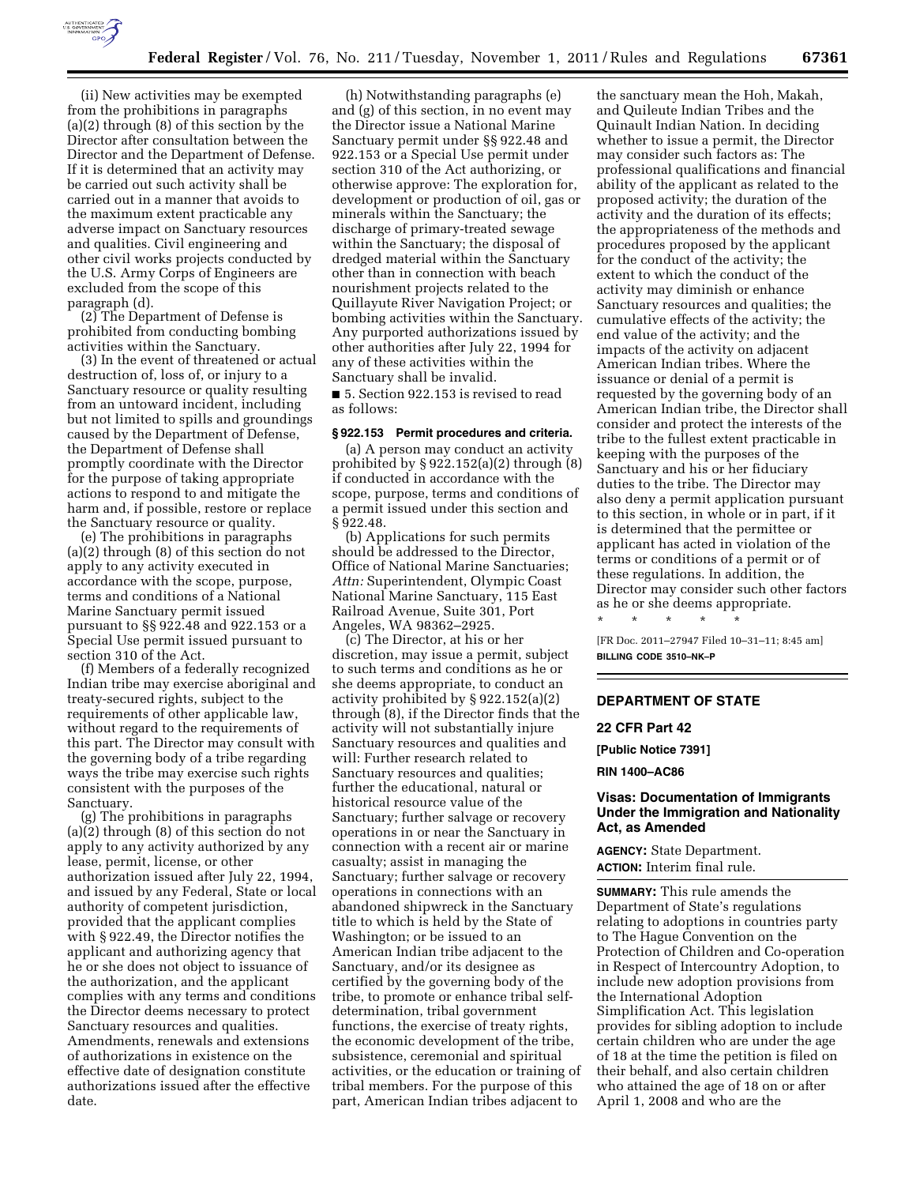(ii) New activities may be exempted from the prohibitions in paragraphs (a)(2) through (8) of this section by the Director after consultation between the Director and the Department of Defense. If it is determined that an activity may be carried out such activity shall be carried out in a manner that avoids to the maximum extent practicable any adverse impact on Sanctuary resources and qualities. Civil engineering and other civil works projects conducted by the U.S. Army Corps of Engineers are excluded from the scope of this paragraph (d).

(2) The Department of Defense is prohibited from conducting bombing activities within the Sanctuary.

(3) In the event of threatened or actual destruction of, loss of, or injury to a Sanctuary resource or quality resulting from an untoward incident, including but not limited to spills and groundings caused by the Department of Defense, the Department of Defense shall promptly coordinate with the Director for the purpose of taking appropriate actions to respond to and mitigate the harm and, if possible, restore or replace the Sanctuary resource or quality.

(e) The prohibitions in paragraphs (a)(2) through (8) of this section do not apply to any activity executed in accordance with the scope, purpose, terms and conditions of a National Marine Sanctuary permit issued pursuant to §§ 922.48 and 922.153 or a Special Use permit issued pursuant to section 310 of the Act.

(f) Members of a federally recognized Indian tribe may exercise aboriginal and treaty-secured rights, subject to the requirements of other applicable law, without regard to the requirements of this part. The Director may consult with the governing body of a tribe regarding ways the tribe may exercise such rights consistent with the purposes of the Sanctuary.

(g) The prohibitions in paragraphs (a)(2) through (8) of this section do not apply to any activity authorized by any lease, permit, license, or other authorization issued after July 22, 1994, and issued by any Federal, State or local authority of competent jurisdiction, provided that the applicant complies with § 922.49, the Director notifies the applicant and authorizing agency that he or she does not object to issuance of the authorization, and the applicant complies with any terms and conditions the Director deems necessary to protect Sanctuary resources and qualities. Amendments, renewals and extensions of authorizations in existence on the effective date of designation constitute authorizations issued after the effective date.

(h) Notwithstanding paragraphs (e) and (g) of this section, in no event may the Director issue a National Marine Sanctuary permit under §§ 922.48 and 922.153 or a Special Use permit under section 310 of the Act authorizing, or otherwise approve: The exploration for, development or production of oil, gas or minerals within the Sanctuary; the discharge of primary-treated sewage within the Sanctuary; the disposal of dredged material within the Sanctuary other than in connection with beach nourishment projects related to the Quillayute River Navigation Project; or bombing activities within the Sanctuary. Any purported authorizations issued by other authorities after July 22, 1994 for any of these activities within the Sanctuary shall be invalid.

■ 5. Section 922.153 is revised to read as follows:

### § 922.153 Permit procedures and criteria.

(a) A person may conduct an activity prohibited by § 922.152(a)(2) through (8) if conducted in accordance with the scope, purpose, terms and conditions of a permit issued under this section and § 922.48.

(b) Applications for such permits should be addressed to the Director, Office of National Marine Sanctuaries; *Attn:* Superintendent, Olympic Coast National Marine Sanctuary, 115 East Railroad Avenue, Suite 301, Port Angeles, WA 98362–2925.

(c) The Director, at his or her discretion, may issue a permit, subject to such terms and conditions as he or she deems appropriate, to conduct an activity prohibited by § 922.152(a)(2) through (8), if the Director finds that the activity will not substantially injure Sanctuary resources and qualities and will: Further research related to Sanctuary resources and qualities; further the educational, natural or historical resource value of the Sanctuary; further salvage or recovery operations in or near the Sanctuary in connection with a recent air or marine casualty; assist in managing the Sanctuary; further salvage or recovery operations in connections with an abandoned shipwreck in the Sanctuary title to which is held by the State of Washington; or be issued to an American Indian tribe adjacent to the Sanctuary, and/or its designee as certified by the governing body of the tribe, to promote or enhance tribal self-determination, tribal government functions, the exercise of treaty rights, the economic development of the tribe, subsistence, ceremonial and spiritual activities, or the education or training of tribal members. For the purpose of this part, American Indian tribes adjacent to the sanctuary mean the Hoh, Makah, and Quileute Indian Tribes and the Quinault Indian Nation. In deciding whether to issue a permit, the Director may consider such factors as: The professional qualifications and financial ability of the applicant as related to the proposed activity; the duration of the activity and the duration of its effects; the appropriateness of the methods and procedures proposed by the applicant for the conduct of the activity; the extent to which the conduct of the activity may diminish or enhance Sanctuary resources and qualities; the cumulative effects of the activity; the end value of the activity; and the impacts of the activity on adjacent American Indian tribes. Where the issuance or denial of a permit is requested by the governing body of an American Indian tribe, the Director shall consider and protect the interests of the tribe to the fullest extent practicable in keeping with the purposes of the Sanctuary and his or her fiduciary duties to the tribe. The Director may also deny a permit application pursuant to this section, in whole or in part, if it is determined that the permittee or applicant has acted in violation of the terms or conditions of a permit or of these regulations. In addition, the Director may consider such other factors as he or she deems appropriate.

\* \* \* \* \*

[FR Doc. 2011–27947 Filed 10–31–11; 8:45 am]

**BILLING CODE 3510–NK–P**

---

## DEPARTMENT OF STATE

### 22 CFR Part 42

**[Public Notice 7391]**

**RIN 1400–AC86**

### Visas: Documentation of Immigrants Under the Immigration and Nationality Act, as Amended

**AGENCY:** State Department.

**ACTION:** Interim final rule.

**SUMMARY:** This rule amends the Department of State's regulations relating to adoptions in countries party to The Hague Convention on the Protection of Children and Co-operation in Respect of Intercountry Adoption, to include new adoption provisions from the International Adoption Simplification Act. This legislation provides for sibling adoption to include certain children who are under the age of 18 at the time the petition is filed on their behalf, and also certain children who attained the age of 18 on or after April 1, 2008 and who are the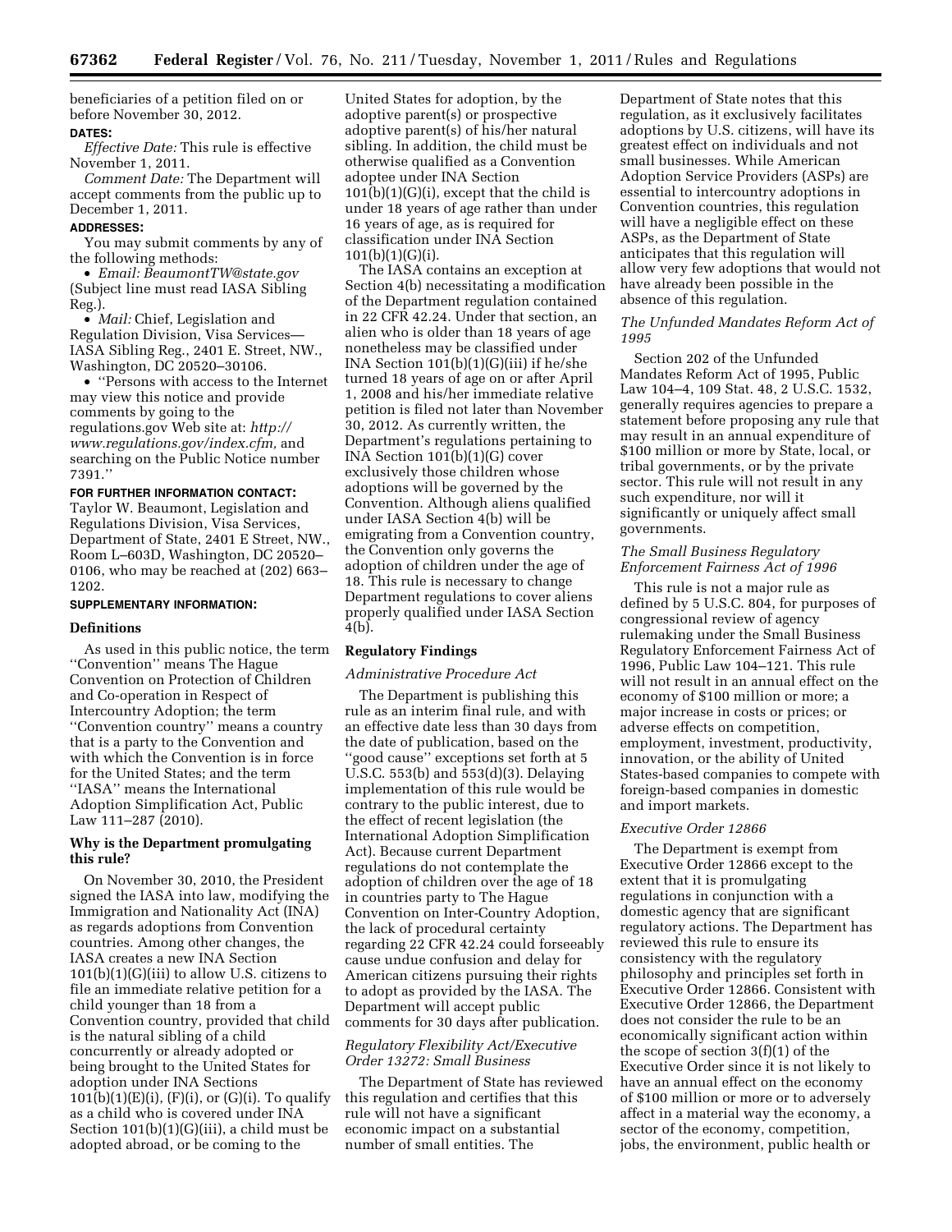beneficiaries of a petition filed on or before November 30, 2012.

**DATES:**

*Effective Date:* This rule is effective November 1, 2011.

*Comment Date:* The Department will accept comments from the public up to December 1, 2011.

**ADDRESSES:**

You may submit comments by any of the following methods:

- *Email: BeaumontTW@state.gov* (Subject line must read IASA Sibling Reg.).
- *Mail:* Chief, Legislation and Regulation Division, Visa Services—IASA Sibling Reg., 2401 E. Street, NW., Washington, DC 20520–30106.
- ''Persons with access to the Internet may view this notice and provide comments by going to the regulations.gov Web site at: *http://www.regulations.gov/index.cfm,* and searching on the Public Notice number 7391.''

**FOR FURTHER INFORMATION CONTACT:** Taylor W. Beaumont, Legislation and Regulations Division, Visa Services, Department of State, 2401 E Street, NW., Room L–603D, Washington, DC 20520–0106, who may be reached at (202) 663–1202.

**SUPPLEMENTARY INFORMATION:**

**Definitions**

As used in this public notice, the term ''Convention'' means The Hague Convention on Protection of Children and Co-operation in Respect of Intercountry Adoption; the term ''Convention country'' means a country that is a party to the Convention and with which the Convention is in force for the United States; and the term ''IASA'' means the International Adoption Simplification Act, Public Law 111–287 (2010).

**Why is the Department promulgating this rule?**

On November 30, 2010, the President signed the IASA into law, modifying the Immigration and Nationality Act (INA) as regards adoptions from Convention countries. Among other changes, the IASA creates a new INA Section 101(b)(1)(G)(iii) to allow U.S. citizens to file an immediate relative petition for a child younger than 18 from a Convention country, provided that child is the natural sibling of a child concurrently or already adopted or being brought to the United States for adoption under INA Sections 101(b)(1)(E)(i), (F)(i), or (G)(i). To qualify as a child who is covered under INA Section 101(b)(1)(G)(iii), a child must be adopted abroad, or be coming to the United States for adoption, by the adoptive parent(s) or prospective adoptive parent(s) of his/her natural sibling. In addition, the child must be otherwise qualified as a Convention adoptee under INA Section 101(b)(1)(G)(i), except that the child is under 18 years of age rather than under 16 years of age, as is required for classification under INA Section 101(b)(1)(G)(i).

The IASA contains an exception at Section 4(b) necessitating a modification of the Department regulation contained in 22 CFR 42.24. Under that section, an alien who is older than 18 years of age nonetheless may be classified under INA Section 101(b)(1)(G)(iii) if he/she turned 18 years of age on or after April 1, 2008 and his/her immediate relative petition is filed not later than November 30, 2012. As currently written, the Department's regulations pertaining to INA Section 101(b)(1)(G) cover exclusively those children whose adoptions will be governed by the Convention. Although aliens qualified under IASA Section 4(b) will be emigrating from a Convention country, the Convention only governs the adoption of children under the age of 18. This rule is necessary to change Department regulations to cover aliens properly qualified under IASA Section 4(b).

**Regulatory Findings**

*Administrative Procedure Act*

The Department is publishing this rule as an interim final rule, and with an effective date less than 30 days from the date of publication, based on the ''good cause'' exceptions set forth at 5 U.S.C. 553(b) and 553(d)(3). Delaying implementation of this rule would be contrary to the public interest, due to the effect of recent legislation (the International Adoption Simplification Act). Because current Department regulations do not contemplate the adoption of children over the age of 18 in countries party to The Hague Convention on Inter-Country Adoption, the lack of procedural certainty regarding 22 CFR 42.24 could forseeably cause undue confusion and delay for American citizens pursuing their rights to adopt as provided by the IASA. The Department will accept public comments for 30 days after publication.

*Regulatory Flexibility Act/Executive Order 13272: Small Business*

The Department of State has reviewed this regulation and certifies that this rule will not have a significant economic impact on a substantial number of small entities. The Department of State notes that this regulation, as it exclusively facilitates adoptions by U.S. citizens, will have its greatest effect on individuals and not small businesses. While American Adoption Service Providers (ASPs) are essential to intercountry adoptions in Convention countries, this regulation will have a negligible effect on these ASPs, as the Department of State anticipates that this regulation will allow very few adoptions that would not have already been possible in the absence of this regulation.

*The Unfunded Mandates Reform Act of 1995*

Section 202 of the Unfunded Mandates Reform Act of 1995, Public Law 104–4, 109 Stat. 48, 2 U.S.C. 1532, generally requires agencies to prepare a statement before proposing any rule that may result in an annual expenditure of $100 million or more by State, local, or tribal governments, or by the private sector. This rule will not result in any such expenditure, nor will it significantly or uniquely affect small governments.

*The Small Business Regulatory Enforcement Fairness Act of 1996*

This rule is not a major rule as defined by 5 U.S.C. 804, for purposes of congressional review of agency rulemaking under the Small Business Regulatory Enforcement Fairness Act of 1996, Public Law 104–121. This rule will not result in an annual effect on the economy of $100 million or more; a major increase in costs or prices; or adverse effects on competition, employment, investment, productivity, innovation, or the ability of United States-based companies to compete with foreign-based companies in domestic and import markets.

*Executive Order 12866*

The Department is exempt from Executive Order 12866 except to the extent that it is promulgating regulations in conjunction with a domestic agency that are significant regulatory actions. The Department has reviewed this rule to ensure its consistency with the regulatory philosophy and principles set forth in Executive Order 12866. Consistent with Executive Order 12866, the Department does not consider the rule to be an economically significant action within the scope of section 3(f)(1) of the Executive Order since it is not likely to have an annual effect on the economy of $100 million or more or to adversely affect in a material way the economy, a sector of the economy, competition, jobs, the environment, public health or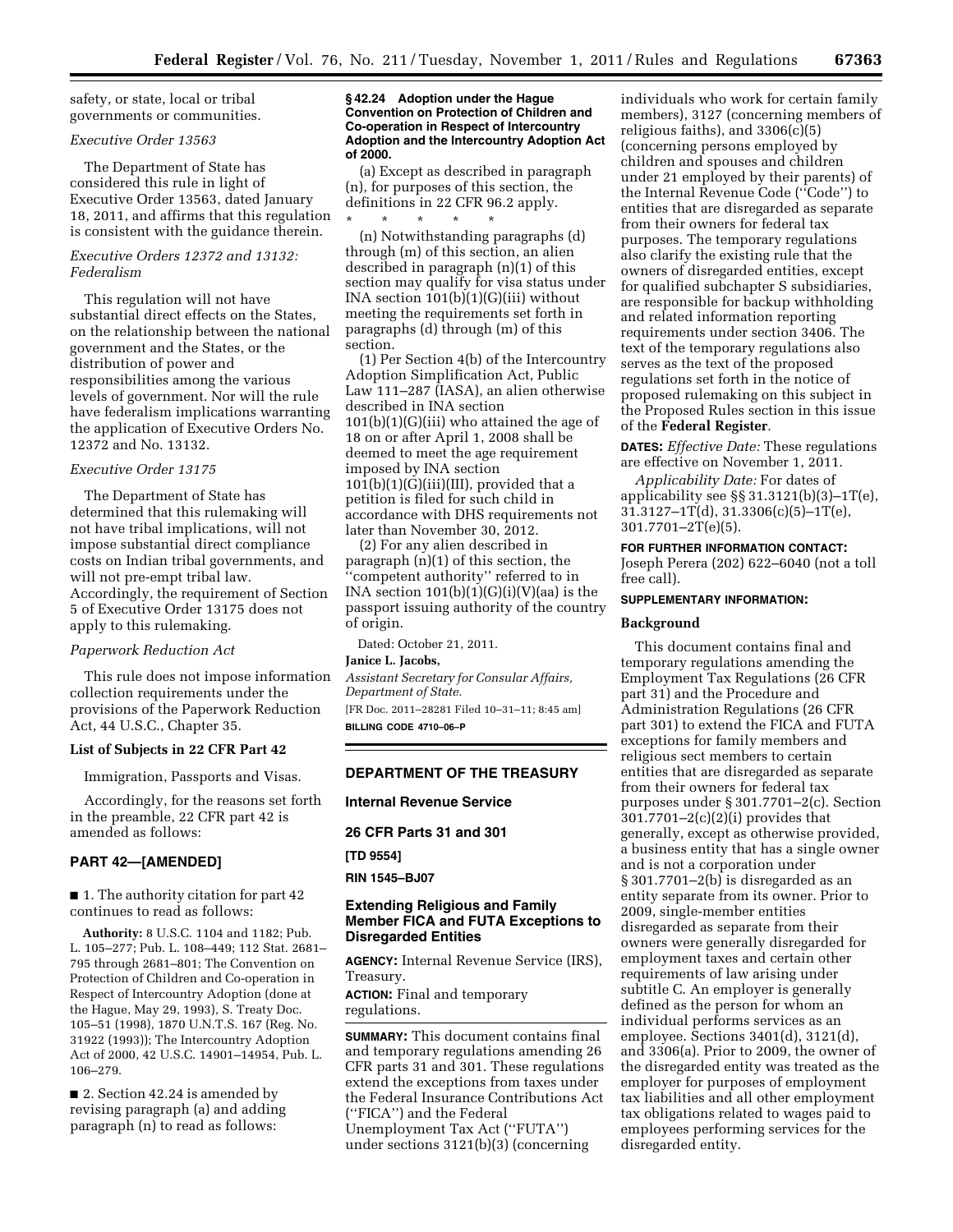safety, or state, local or tribal governments or communities.

*Executive Order 13563*

The Department of State has considered this rule in light of Executive Order 13563, dated January 18, 2011, and affirms that this regulation is consistent with the guidance therein.

*Executive Orders 12372 and 13132: Federalism*

This regulation will not have substantial direct effects on the States, on the relationship between the national government and the States, or the distribution of power and responsibilities among the various levels of government. Nor will the rule have federalism implications warranting the application of Executive Orders No. 12372 and No. 13132.

*Executive Order 13175*

The Department of State has determined that this rulemaking will not have tribal implications, will not impose substantial direct compliance costs on Indian tribal governments, and will not pre-empt tribal law. Accordingly, the requirement of Section 5 of Executive Order 13175 does not apply to this rulemaking.

*Paperwork Reduction Act*

This rule does not impose information collection requirements under the provisions of the Paperwork Reduction Act, 44 U.S.C., Chapter 35.

**List of Subjects in 22 CFR Part 42**

Immigration, Passports and Visas.

Accordingly, for the reasons set forth in the preamble, 22 CFR part 42 is amended as follows:

## PART 42—[AMENDED]

■ 1. The authority citation for part 42 continues to read as follows:

**Authority:** 8 U.S.C. 1104 and 1182; Pub. L. 105–277; Pub. L. 108–449; 112 Stat. 2681–795 through 2681–801; The Convention on Protection of Children and Co-operation in Respect of Intercountry Adoption (done at the Hague, May 29, 1993), S. Treaty Doc. 105–51 (1998), 1870 U.N.T.S. 167 (Reg. No. 31922 (1993)); The Intercountry Adoption Act of 2000, 42 U.S.C. 14901–14954, Pub. L. 106–279.

■ 2. Section 42.24 is amended by revising paragraph (a) and adding paragraph (n) to read as follows:

**§ 42.24 Adoption under the Hague Convention on Protection of Children and Co-operation in Respect of Intercountry Adoption and the Intercountry Adoption Act of 2000.**

(a) Except as described in paragraph (n), for purposes of this section, the definitions in 22 CFR 96.2 apply.

\* \* \* \* \*

(n) Notwithstanding paragraphs (d) through (m) of this section, an alien described in paragraph (n)(1) of this section may qualify for visa status under INA section 101(b)(1)(G)(iii) without meeting the requirements set forth in paragraphs (d) through (m) of this section.

(1) Per Section 4(b) of the Intercountry Adoption Simplification Act, Public Law 111–287 (IASA), an alien otherwise described in INA section 101(b)(1)(G)(iii) who attained the age of 18 on or after April 1, 2008 shall be deemed to meet the age requirement imposed by INA section 101(b)(1)(G)(iii)(III), provided that a petition is filed for such child in accordance with DHS requirements not later than November 30, 2012.

(2) For any alien described in paragraph (n)(1) of this section, the ''competent authority'' referred to in INA section 101(b)(1)(G)(i)(V)(aa) is the passport issuing authority of the country of origin.

Dated: October 21, 2011.

**Janice L. Jacobs,**

*Assistant Secretary for Consular Affairs, Department of State.*

[FR Doc. 2011–28281 Filed 10–31–11; 8:45 am]

**BILLING CODE 4710–06–P**

## DEPARTMENT OF THE TREASURY

## Internal Revenue Service

## 26 CFR Parts 31 and 301

**[TD 9554]**

**RIN 1545–BJ07**

## Extending Religious and Family Member FICA and FUTA Exceptions to Disregarded Entities

**AGENCY:** Internal Revenue Service (IRS), Treasury.

**ACTION:** Final and temporary regulations.

**SUMMARY:** This document contains final and temporary regulations amending 26 CFR parts 31 and 301. These regulations extend the exceptions from taxes under the Federal Insurance Contributions Act (''FICA'') and the Federal Unemployment Tax Act (''FUTA'') under sections 3121(b)(3) (concerning individuals who work for certain family members), 3127 (concerning members of religious faiths), and 3306(c)(5) (concerning persons employed by children and spouses and children under 21 employed by their parents) of the Internal Revenue Code (''Code'') to entities that are disregarded as separate from their owners for federal tax purposes. The temporary regulations also clarify the existing rule that the owners of disregarded entities, except for qualified subchapter S subsidiaries, are responsible for backup withholding and related information reporting requirements under section 3406. The text of the temporary regulations also serves as the text of the proposed regulations set forth in the notice of proposed rulemaking on this subject in the Proposed Rules section in this issue of the **Federal Register**.

**DATES:** *Effective Date:* These regulations are effective on November 1, 2011.

*Applicability Date:* For dates of applicability see §§ 31.3121(b)(3)–1T(e), 31.3127–1T(d), 31.3306(c)(5)–1T(e), 301.7701–2T(e)(5).

**FOR FURTHER INFORMATION CONTACT:** Joseph Perera (202) 622–6040 (not a toll free call).

**SUPPLEMENTARY INFORMATION:**

**Background**

This document contains final and temporary regulations amending the Employment Tax Regulations (26 CFR part 31) and the Procedure and Administration Regulations (26 CFR part 301) to extend the FICA and FUTA exceptions for family members and religious sect members to certain entities that are disregarded as separate from their owners for federal tax purposes under § 301.7701–2(c). Section 301.7701–2(c)(2)(i) provides that generally, except as otherwise provided, a business entity that has a single owner and is not a corporation under § 301.7701–2(b) is disregarded as an entity separate from its owner. Prior to 2009, single-member entities disregarded as separate from their owners were generally disregarded for employment taxes and certain other requirements of law arising under subtitle C. An employer is generally defined as the person for whom an individual performs services as an employee. Sections 3401(d), 3121(d), and 3306(a). Prior to 2009, the owner of the disregarded entity was treated as the employer for purposes of employment tax liabilities and all other employment tax obligations related to wages paid to employees performing services for the disregarded entity.